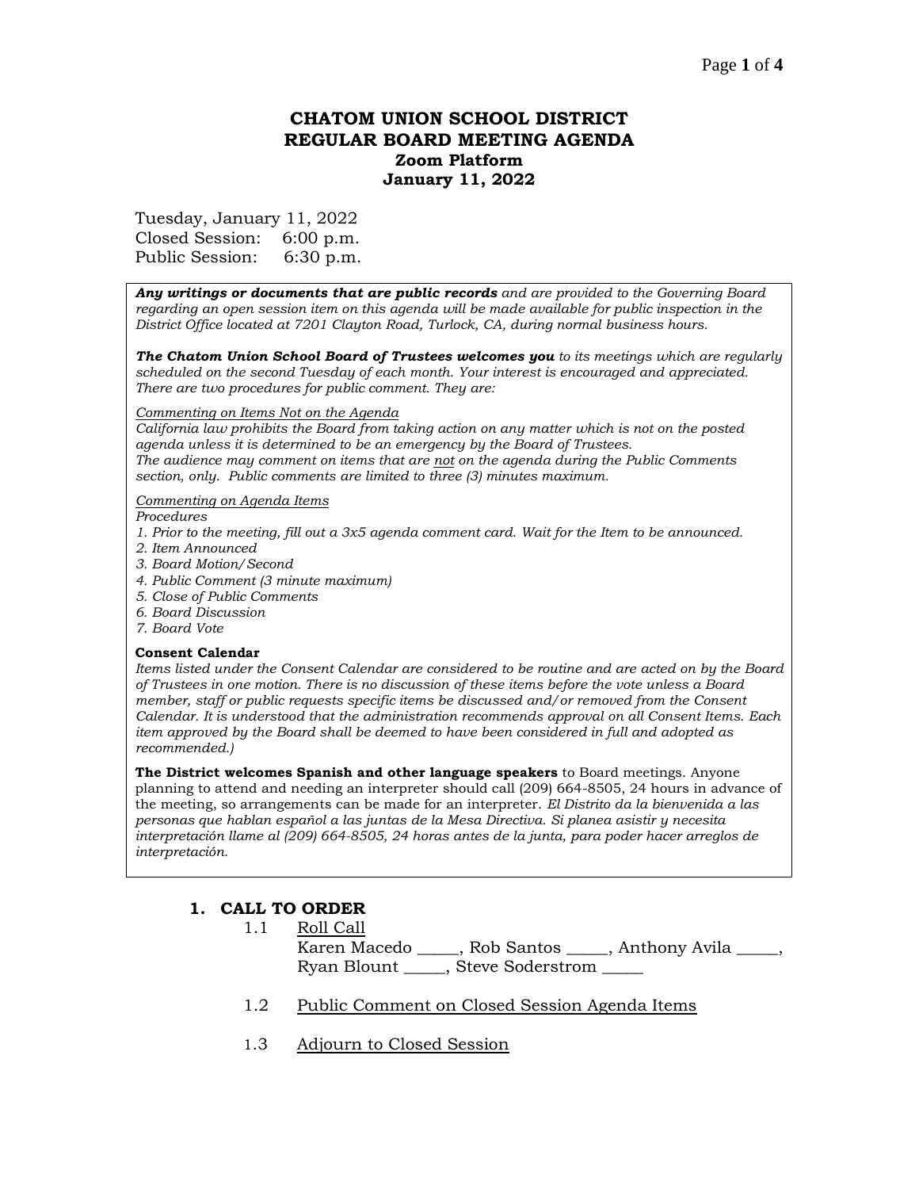# CHATOM UNION SCHOOL DISTRICT
# REGULAR BOARD MEETING AGENDA
## Zoom Platform
## January 11, 2022

Tuesday, January 11, 2022
Closed Session: 6:00 p.m.
Public Session: 6:30 p.m.

***Any writings or documents that are public records*** *and are provided to the Governing Board regarding an open session item on this agenda will be made available for public inspection in the District Office located at 7201 Clayton Road, Turlock, CA, during normal business hours.*

***The Chatom Union School Board of Trustees welcomes you*** *to its meetings which are regularly scheduled on the second Tuesday of each month. Your interest is encouraged and appreciated. There are two procedures for public comment. They are:*

*<u>Commenting on Items Not on the Agenda</u>*
*California law prohibits the Board from taking action on any matter which is not on the posted agenda unless it is determined to be an emergency by the Board of Trustees.*
*The audience may comment on items that are <u>not</u> on the agenda during the Public Comments section, only. Public comments are limited to three (3) minutes maximum.*

*<u>Commenting on Agenda Items</u>*
*Procedures*
*1. Prior to the meeting, fill out a 3x5 agenda comment card. Wait for the Item to be announced.*
*2. Item Announced*
*3. Board Motion/Second*
*4. Public Comment (3 minute maximum)*
*5. Close of Public Comments*
*6. Board Discussion*
*7. Board Vote*

**Consent Calendar**
*Items listed under the Consent Calendar are considered to be routine and are acted on by the Board of Trustees in one motion. There is no discussion of these items before the vote unless a Board member, staff or public requests specific items be discussed and/or removed from the Consent Calendar. It is understood that the administration recommends approval on all Consent Items. Each item approved by the Board shall be deemed to have been considered in full and adopted as recommended.)*

**The District welcomes Spanish and other language speakers** to Board meetings. Anyone planning to attend and needing an interpreter should call (209) 664-8505, 24 hours in advance of the meeting, so arrangements can be made for an interpreter. *El Distrito da la bienvenida a las personas que hablan español a las juntas de la Mesa Directiva. Si planea asistir y necesita interpretación llame al (209) 664-8505, 24 horas antes de la junta, para poder hacer arreglos de interpretación.*

## 1. CALL TO ORDER

1.1 <u>Roll Call</u>
Karen Macedo _____, Rob Santos _____, Anthony Avila _____, Ryan Blount _____, Steve Soderstrom _____

1.2 <u>Public Comment on Closed Session Agenda Items</u>

1.3 <u>Adjourn to Closed Session</u>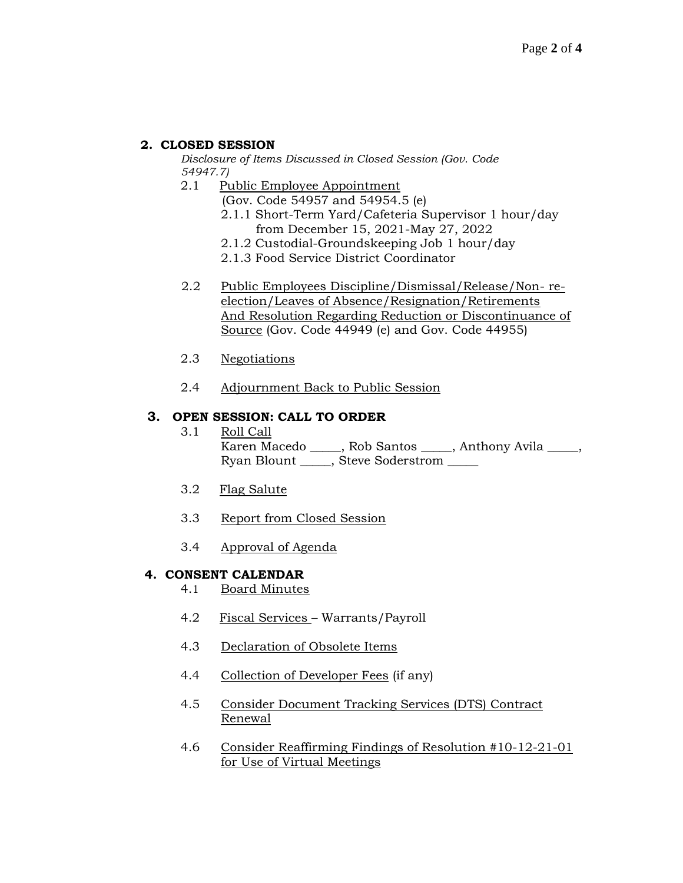## 2. CLOSED SESSION

*Disclosure of Items Discussed in Closed Session (Gov. Code 54947.7)*

2.1 Public Employee Appointment
(Gov. Code 54957 and 54954.5 (e)
  - 2.1.1 Short-Term Yard/Cafeteria Supervisor 1 hour/day from December 15, 2021-May 27, 2022
  - 2.1.2 Custodial-Groundskeeping Job 1 hour/day
  - 2.1.3 Food Service District Coordinator

2.2 Public Employees Discipline/Dismissal/Release/Non- re-election/Leaves of Absence/Resignation/Retirements And Resolution Regarding Reduction or Discontinuance of Source (Gov. Code 44949 (e) and Gov. Code 44955)

2.3 Negotiations

2.4 Adjournment Back to Public Session

## 3. OPEN SESSION: CALL TO ORDER

3.1 Roll Call
Karen Macedo _____, Rob Santos _____, Anthony Avila _____, Ryan Blount _____, Steve Soderstrom _____

3.2 Flag Salute

3.3 Report from Closed Session

3.4 Approval of Agenda

## 4. CONSENT CALENDAR

4.1 Board Minutes

4.2 Fiscal Services – Warrants/Payroll

4.3 Declaration of Obsolete Items

4.4 Collection of Developer Fees (if any)

4.5 Consider Document Tracking Services (DTS) Contract Renewal

4.6 Consider Reaffirming Findings of Resolution #10-12-21-01 for Use of Virtual Meetings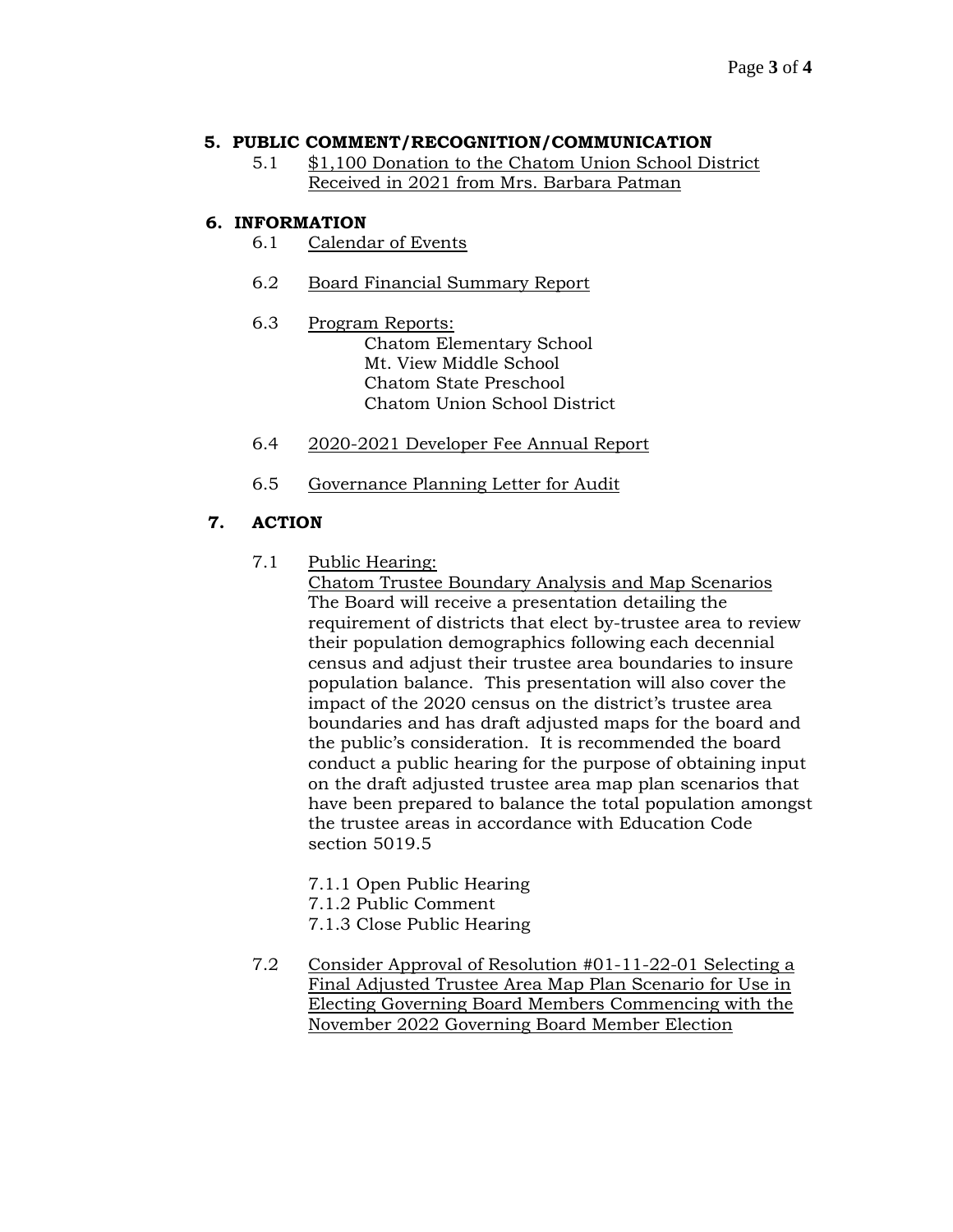## 5. PUBLIC COMMENT/RECOGNITION/COMMUNICATION

5.1 $1,100 Donation to the Chatom Union School District Received in 2021 from Mrs. Barbara Patman

## 6. INFORMATION

6.1 Calendar of Events

6.2 Board Financial Summary Report

6.3 Program Reports:
Chatom Elementary School
Mt. View Middle School
Chatom State Preschool
Chatom Union School District

6.4 2020-2021 Developer Fee Annual Report

6.5 Governance Planning Letter for Audit

## 7. ACTION

7.1 Public Hearing:
Chatom Trustee Boundary Analysis and Map Scenarios
The Board will receive a presentation detailing the requirement of districts that elect by-trustee area to review their population demographics following each decennial census and adjust their trustee area boundaries to insure population balance. This presentation will also cover the impact of the 2020 census on the district's trustee area boundaries and has draft adjusted maps for the board and the public's consideration. It is recommended the board conduct a public hearing for the purpose of obtaining input on the draft adjusted trustee area map plan scenarios that have been prepared to balance the total population amongst the trustee areas in accordance with Education Code section 5019.5

7.1.1 Open Public Hearing
7.1.2 Public Comment
7.1.3 Close Public Hearing

7.2 Consider Approval of Resolution #01-11-22-01 Selecting a Final Adjusted Trustee Area Map Plan Scenario for Use in Electing Governing Board Members Commencing with the November 2022 Governing Board Member Election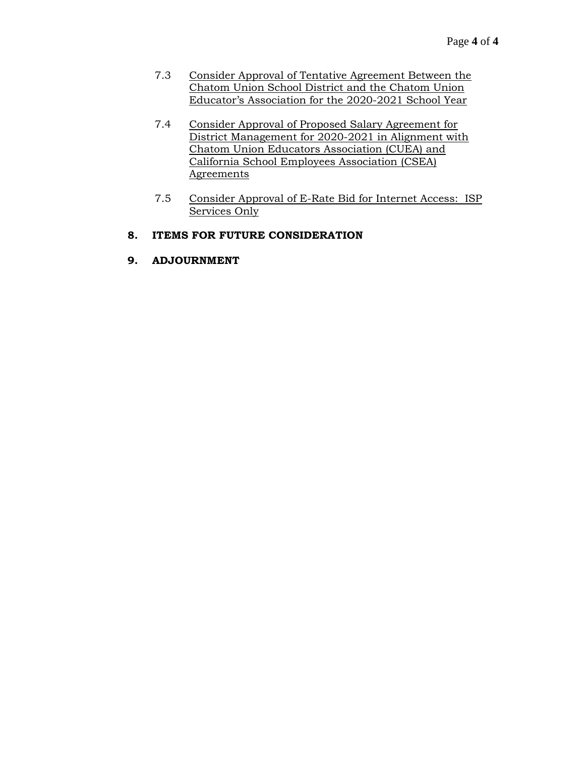7.3 Consider Approval of Tentative Agreement Between the Chatom Union School District and the Chatom Union Educator's Association for the 2020-2021 School Year

7.4 Consider Approval of Proposed Salary Agreement for District Management for 2020-2021 in Alignment with Chatom Union Educators Association (CUEA) and California School Employees Association (CSEA) Agreements

7.5 Consider Approval of E-Rate Bid for Internet Access: ISP Services Only

## 8. ITEMS FOR FUTURE CONSIDERATION

## 9. ADJOURNMENT